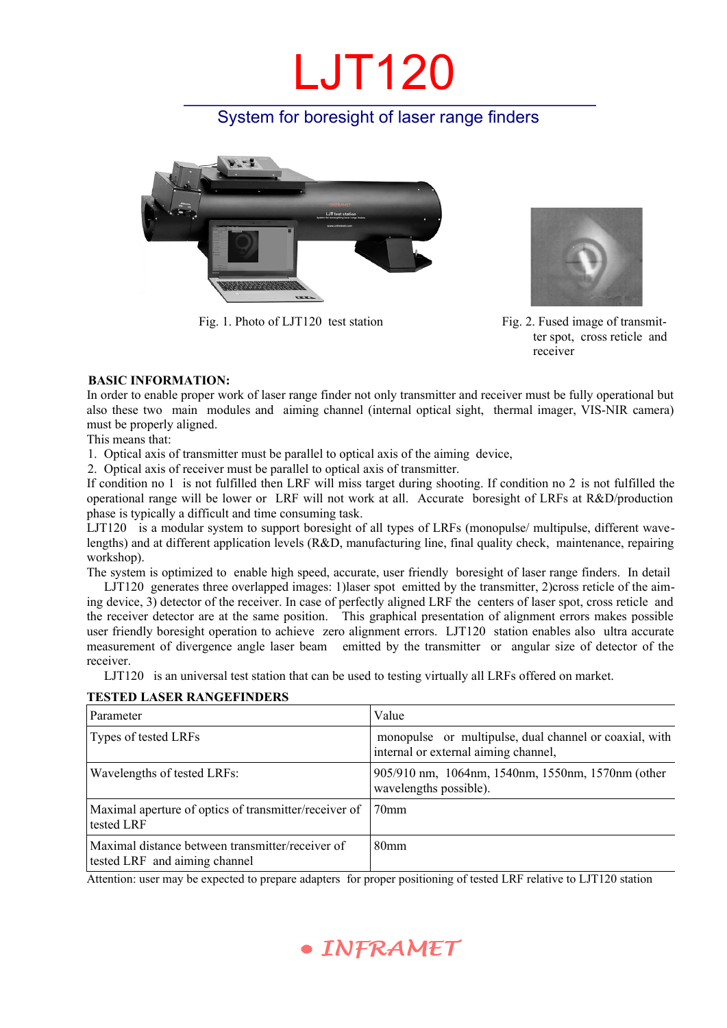# LJT120

## System for boresight of laser range finders

Fig. 1. Photo of LJT120 test station

Fig. 2. Fused image of transmitter spot, cross reticle and receiver

**BASIC INFORMATION:**

In order to enable proper work of laser range finder not only transmitter and receiver must be fully operational but also these two main modules and aiming channel (internal optical sight, thermal imager, VIS-NIR camera) must be properly aligned.

This means that:

1. Optical axis of transmitter must be parallel to optical axis of the aiming device,
2. Optical axis of receiver must be parallel to optical axis of transmitter.

If condition no 1 is not fulfilled then LRF will miss target during shooting. If condition no 2 is not fulfilled the operational range will be lower or LRF will not work at all. Accurate boresight of LRFs at R&D/production phase is typically a difficult and time consuming task.

LJT120 is a modular system to support boresight of all types of LRFs (monopulse/ multipulse, different wavelengths) and at different application levels (R&D, manufacturing line, final quality check, maintenance, repairing workshop).

The system is optimized to enable high speed, accurate, user friendly boresight of laser range finders. In detail

LJT120 generates three overlapped images: 1)laser spot emitted by the transmitter, 2)cross reticle of the aiming device, 3) detector of the receiver. In case of perfectly aligned LRF the centers of laser spot, cross reticle and the receiver detector are at the same position. This graphical presentation of alignment errors makes possible user friendly boresight operation to achieve zero alignment errors. LJT120 station enables also ultra accurate measurement of divergence angle laser beam emitted by the transmitter or angular size of detector of the receiver.

LJT120 is an universal test station that can be used to testing virtually all LRFs offered on market.

**TESTED LASER RANGEFINDERS**

| Parameter | Value |
|---|---|
| Types of tested LRFs | monopulse or multipulse, dual channel or coaxial, with internal or external aiming channel, |
| Wavelengths of tested LRFs: | 905/910 nm, 1064nm, 1540nm, 1550nm, 1570nm (other wavelengths possible). |
| Maximal aperture of optics of transmitter/receiver of tested LRF | 70mm |
| Maximal distance between transmitter/receiver of tested LRF and aiming channel | 80mm |

Attention: user may be expected to prepare adapters for proper positioning of tested LRF relative to LJT120 station

• INFRAMET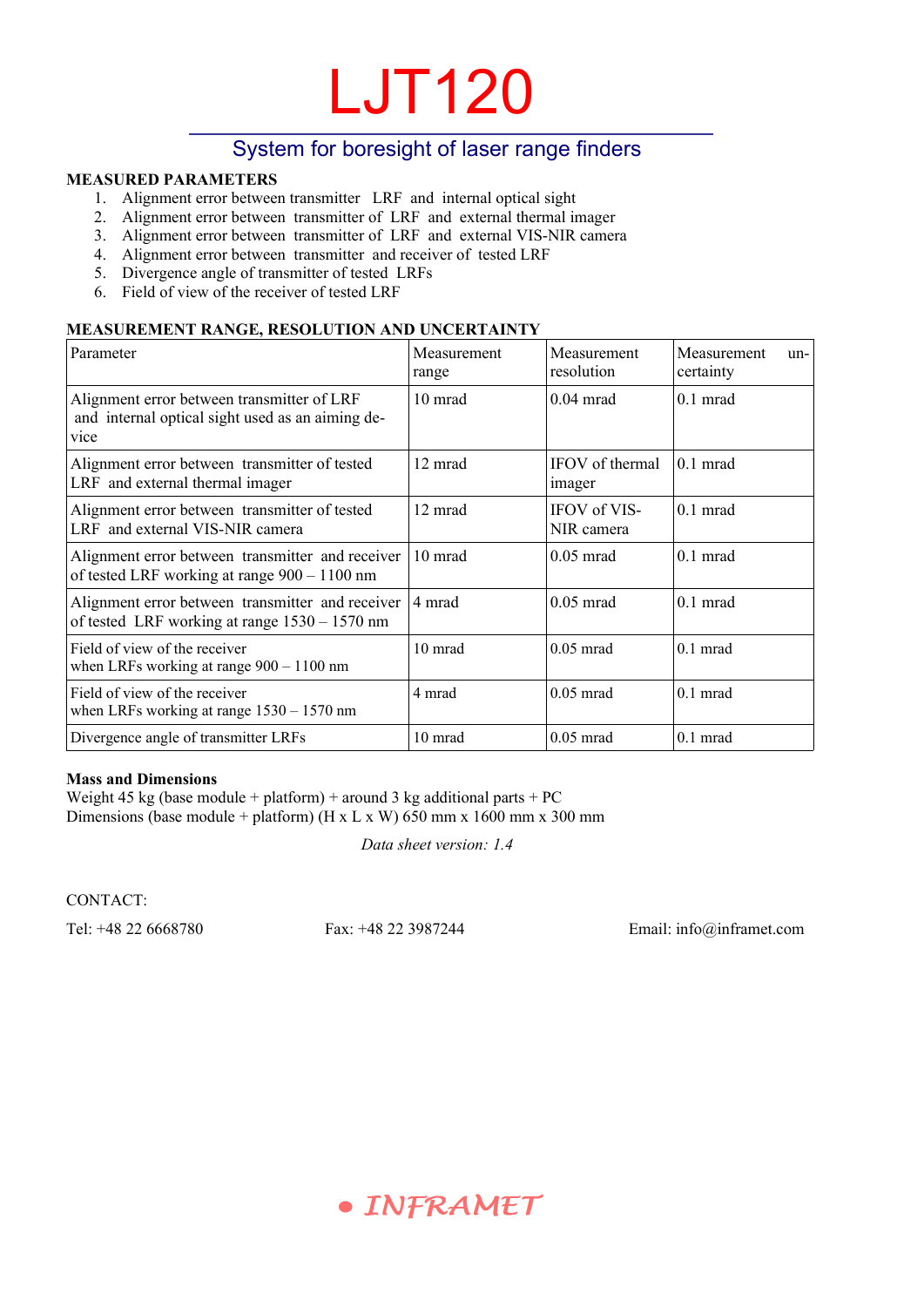# LJT120

## System for boresight of laser range finders

**MEASURED PARAMETERS**

1. Alignment error between transmitter LRF and internal optical sight
2. Alignment error between transmitter of LRF and external thermal imager
3. Alignment error between transmitter of LRF and external VIS-NIR camera
4. Alignment error between transmitter and receiver of tested LRF
5. Divergence angle of transmitter of tested LRFs
6. Field of view of the receiver of tested LRF

**MEASUREMENT RANGE, RESOLUTION AND UNCERTAINTY**

| Parameter | Measurement range | Measurement resolution | Measurement uncertainty |
|---|---|---|---|
| Alignment error between transmitter of LRF and internal optical sight used as an aiming device | 10 mrad | 0.04 mrad | 0.1 mrad |
| Alignment error between transmitter of tested LRF and external thermal imager | 12 mrad | IFOV of thermal imager | 0.1 mrad |
| Alignment error between transmitter of tested LRF and external VIS-NIR camera | 12 mrad | IFOV of VIS-NIR camera | 0.1 mrad |
| Alignment error between transmitter and receiver of tested LRF working at range 900 – 1100 nm | 10 mrad | 0.05 mrad | 0.1 mrad |
| Alignment error between transmitter and receiver of tested LRF working at range 1530 – 1570 nm | 4 mrad | 0.05 mrad | 0.1 mrad |
| Field of view of the receiver when LRFs working at range 900 – 1100 nm | 10 mrad | 0.05 mrad | 0.1 mrad |
| Field of view of the receiver when LRFs working at range 1530 – 1570 nm | 4 mrad | 0.05 mrad | 0.1 mrad |
| Divergence angle of transmitter LRFs | 10 mrad | 0.05 mrad | 0.1 mrad |

**Mass and Dimensions**

Weight 45 kg (base module + platform) + around 3 kg additional parts + PC
Dimensions (base module + platform) (H x L x W) 650 mm x 1600 mm x 300 mm

*Data sheet version: 1.4*

CONTACT:

Tel: +48 22 6668780 Fax: +48 22 3987244 Email: info@inframet.com

INFRAMET